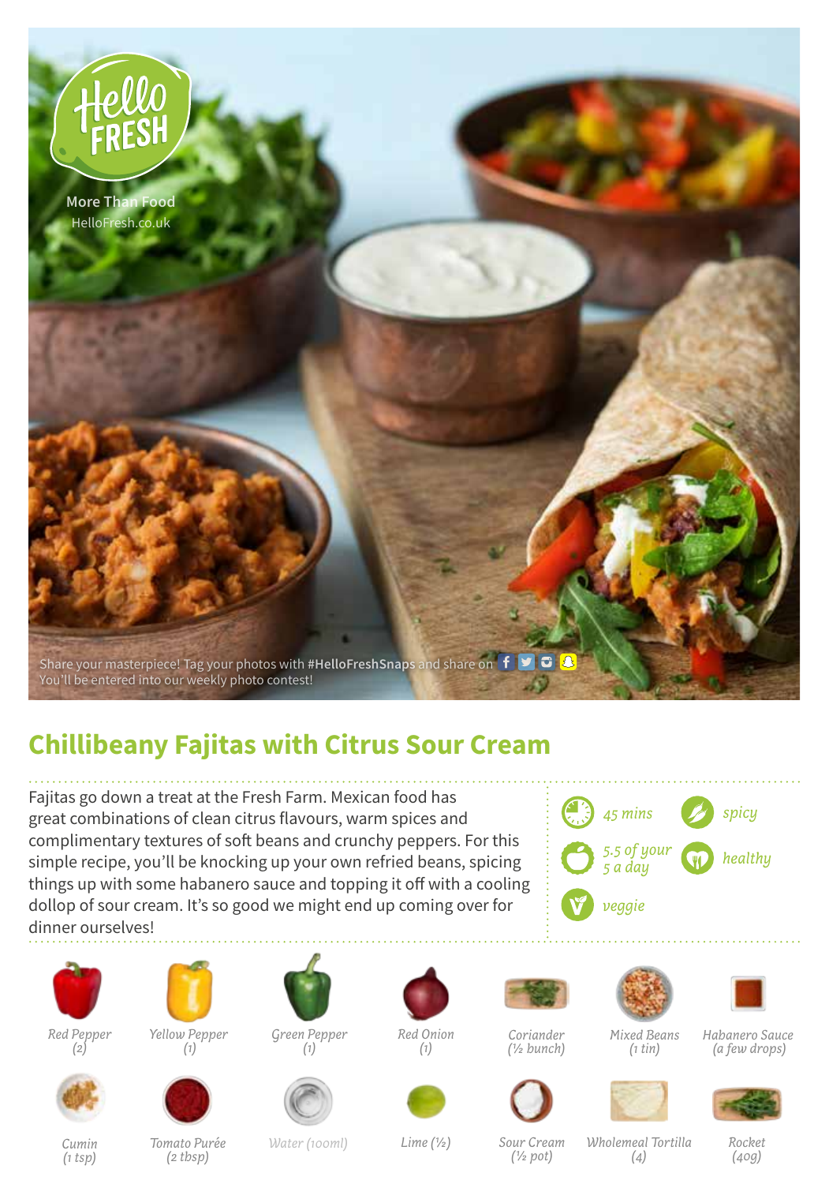More Than Food
HelloFresh.co.uk

Share your masterpiece! Tag your photos with **#HelloFreshSnaps** and share on
You'll be entered into our weekly photo contest!

# Chillibeany Fajitas with Citrus Sour Cream

Fajitas go down a treat at the Fresh Farm. Mexican food has great combinations of clean citrus flavours, warm spices and complimentary textures of soft beans and crunchy peppers. For this simple recipe, you'll be knocking up your own refried beans, spicing things up with some habanero sauce and topping it off with a cooling dollop of sour cream. It's so good we might end up coming over for dinner ourselves!

*45 mins* | *spicy* | *5.5 of your 5 a day* | *healthy* | *veggie*

- *Red Pepper (2)*
- *Yellow Pepper (1)*
- *Green Pepper (1)*
- *Red Onion (1)*
- *Coriander (½ bunch)*
- *Mixed Beans (1 tin)*
- *Habanero Sauce (a few drops)*
- *Cumin (1 tsp)*
- *Tomato Purée (2 tbsp)*
- *Water (100ml)*
- *Lime (½)*
- *Sour Cream (½ pot)*
- *Wholemeal Tortilla (4)*
- *Rocket (40g)*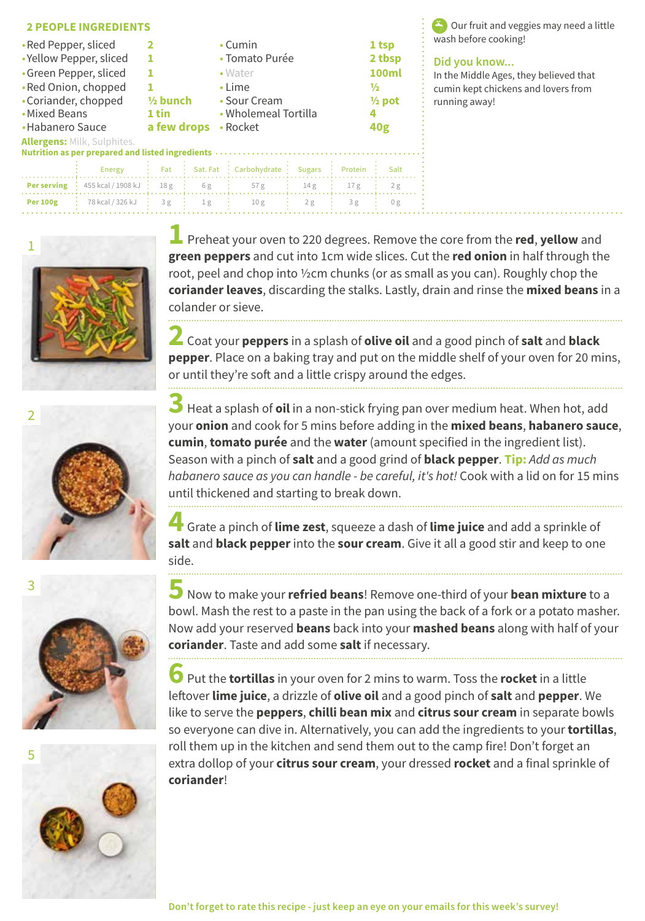## 2 PEOPLE INGREDIENTS

| | | | |
|---|---|---|---|
| • Red Pepper, sliced | 2 | • Cumin | 1 tsp |
| • Yellow Pepper, sliced | 1 | • Tomato Purée | 2 tbsp |
| • Green Pepper, sliced | 1 | • Water | 100ml |
| • Red Onion, chopped | 1 | • Lime | ½ |
| • Coriander, chopped | ½ bunch | • Sour Cream | ½ pot |
| • Mixed Beans | 1 tin | • Wholemeal Tortilla | 4 |
| • Habanero Sauce | a few drops | • Rocket | 40g |

**Allergens:** Milk, Sulphites.

**Nutrition as per prepared and listed ingredients**

| | Energy | Fat | Sat. Fat | Carbohydrate | Sugars | Protein | Salt |
|---|---|---|---|---|---|---|---|
| **Per serving** | 455 kcal / 1908 kJ | 18 g | 6 g | 57 g | 14 g | 17 g | 2 g |
| **Per 100g** | 78 kcal / 326 kJ | 3 g | 1 g | 10 g | 2 g | 3 g | 0 g |

Our fruit and veggies may need a little wash before cooking!

### Did you know...

In the Middle Ages, they believed that cumin kept chickens and lovers from running away!

**1** Preheat your oven to 220 degrees. Remove the core from the **red**, **yellow** and **green peppers** and cut into 1cm wide slices. Cut the **red onion** in half through the root, peel and chop into ½cm chunks (or as small as you can). Roughly chop the **coriander leaves**, discarding the stalks. Lastly, drain and rinse the **mixed beans** in a colander or sieve.

**2** Coat your **peppers** in a splash of **olive oil** and a good pinch of **salt** and **black pepper**. Place on a baking tray and put on the middle shelf of your oven for 20 mins, or until they're soft and a little crispy around the edges.

**3** Heat a splash of **oil** in a non-stick frying pan over medium heat. When hot, add your **onion** and cook for 5 mins before adding in the **mixed beans**, **habanero sauce**, **cumin**, **tomato purée** and the **water** (amount specified in the ingredient list). Season with a pinch of **salt** and a good grind of **black pepper**. **Tip:** *Add as much habanero sauce as you can handle - be careful, it's hot!* Cook with a lid on for 15 mins until thickened and starting to break down.

**4** Grate a pinch of **lime zest**, squeeze a dash of **lime juice** and add a sprinkle of **salt** and **black pepper** into the **sour cream**. Give it all a good stir and keep to one side.

**5** Now to make your **refried beans**! Remove one-third of your **bean mixture** to a bowl. Mash the rest to a paste in the pan using the back of a fork or a potato masher. Now add your reserved **beans** back into your **mashed beans** along with half of your **coriander**. Taste and add some **salt** if necessary.

**6** Put the **tortillas** in your oven for 2 mins to warm. Toss the **rocket** in a little leftover **lime juice**, a drizzle of **olive oil** and a good pinch of **salt** and **pepper**. We like to serve the **peppers**, **chilli bean mix** and **citrus sour cream** in separate bowls so everyone can dive in. Alternatively, you can add the ingredients to your **tortillas**, roll them up in the kitchen and send them out to the camp fire! Don't forget an extra dollop of your **citrus sour cream**, your dressed **rocket** and a final sprinkle of **coriander**!

Don't forget to rate this recipe - just keep an eye on your emails for this week's survey!